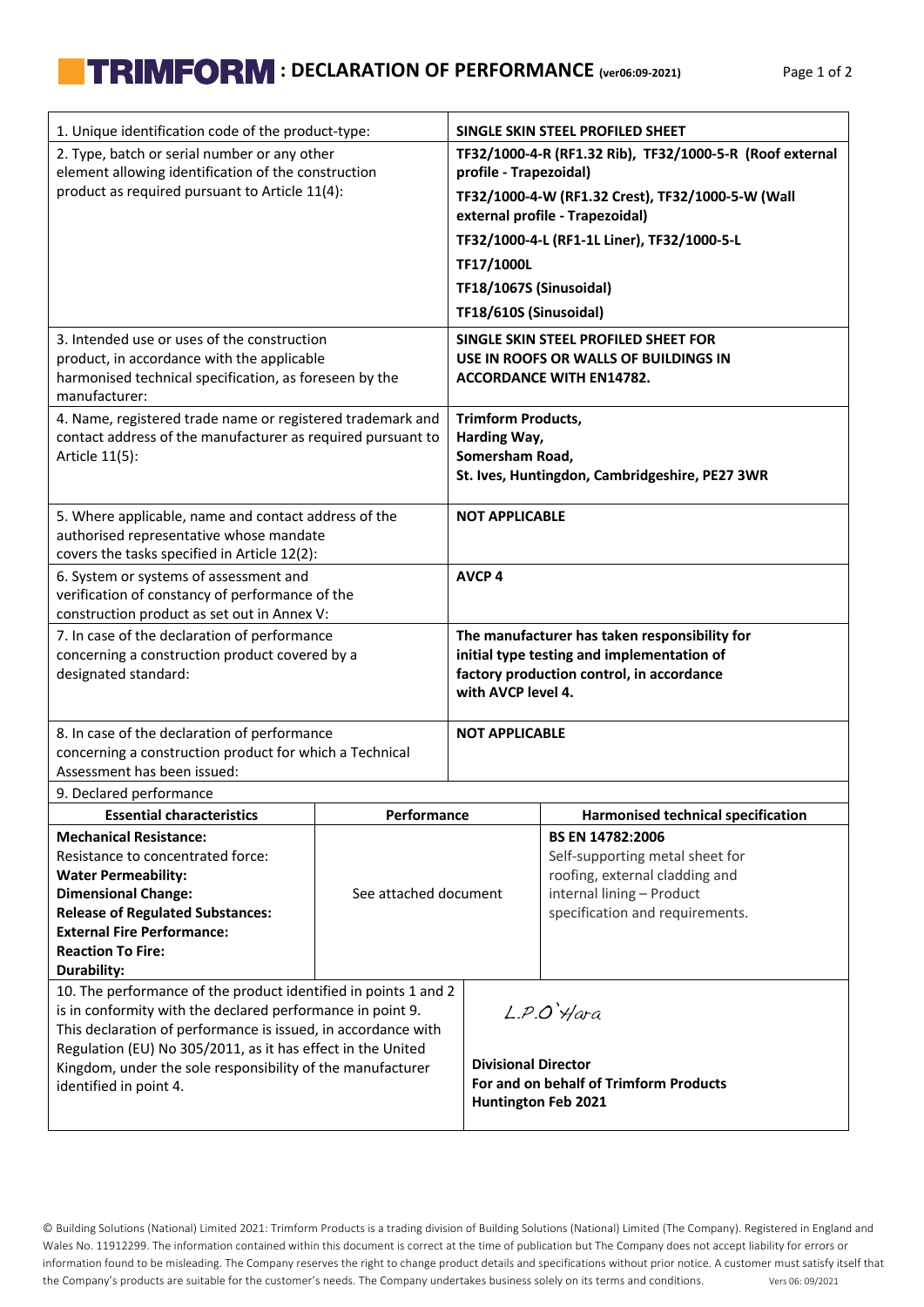# TRIMFORM : DECLARATION OF PERFORMANCE (ver06:09-2021)

| | |
|---|---|
| 1. Unique identification code of the product-type: | **SINGLE SKIN STEEL PROFILED SHEET** |
| 2. Type, batch or serial number or any other element allowing identification of the construction product as required pursuant to Article 11(4): | **TF32/1000-4-R (RF1.32 Rib), TF32/1000-5-R (Roof external profile - Trapezoidal)**<br>**TF32/1000-4-W (RF1.32 Crest), TF32/1000-5-W (Wall external profile - Trapezoidal)**<br>**TF32/1000-4-L (RF1-1L Liner), TF32/1000-5-L**<br>**TF17/1000L**<br>**TF18/1067S (Sinusoidal)**<br>**TF18/610S (Sinusoidal)** |
| 3. Intended use or uses of the construction product, in accordance with the applicable harmonised technical specification, as foreseen by the manufacturer: | **SINGLE SKIN STEEL PROFILED SHEET FOR USE IN ROOFS OR WALLS OF BUILDINGS IN ACCORDANCE WITH EN14782.** |
| 4. Name, registered trade name or registered trademark and contact address of the manufacturer as required pursuant to Article 11(5): | **Trimform Products,**<br>**Harding Way,**<br>**Somersham Road,**<br>**St. Ives, Huntingdon, Cambridgeshire, PE27 3WR** |
| 5. Where applicable, name and contact address of the authorised representative whose mandate covers the tasks specified in Article 12(2): | **NOT APPLICABLE** |
| 6. System or systems of assessment and verification of constancy of performance of the construction product as set out in Annex V: | **AVCP 4** |
| 7. In case of the declaration of performance concerning a construction product covered by a designated standard: | **The manufacturer has taken responsibility for initial type testing and implementation of factory production control, in accordance with AVCP level 4.** |
| 8. In case of the declaration of performance concerning a construction product for which a Technical Assessment has been issued: | **NOT APPLICABLE** |

9. Declared performance

| Essential characteristics | Performance | Harmonised technical specification |
|---|---|---|
| **Mechanical Resistance:**<br>Resistance to concentrated force:<br>**Water Permeability:**<br>**Dimensional Change:**<br>**Release of Regulated Substances:**<br>**External Fire Performance:**<br>**Reaction To Fire:**<br>**Durability:** | See attached document | **BS EN 14782:2006**<br>Self-supporting metal sheet for roofing, external cladding and internal lining – Product specification and requirements. |

| | |
|---|---|
| 10. The performance of the product identified in points 1 and 2 is in conformity with the declared performance in point 9. This declaration of performance is issued, in accordance with Regulation (EU) No 305/2011, as it has effect in the United Kingdom, under the sole responsibility of the manufacturer identified in point 4. | *L.P.O'Hara*<br><br>**Divisional Director**<br>**For and on behalf of Trimform Products**<br>**Huntington Feb 2021** |

© Building Solutions (National) Limited 2021: Trimform Products is a trading division of Building Solutions (National) Limited (The Company). Registered in England and Wales No. 11912299. The information contained within this document is correct at the time of publication but The Company does not accept liability for errors or information found to be misleading. The Company reserves the right to change product details and specifications without prior notice. A customer must satisfy itself that the Company's products are suitable for the customer's needs. The Company undertakes business solely on its terms and conditions. Vers 06: 09/2021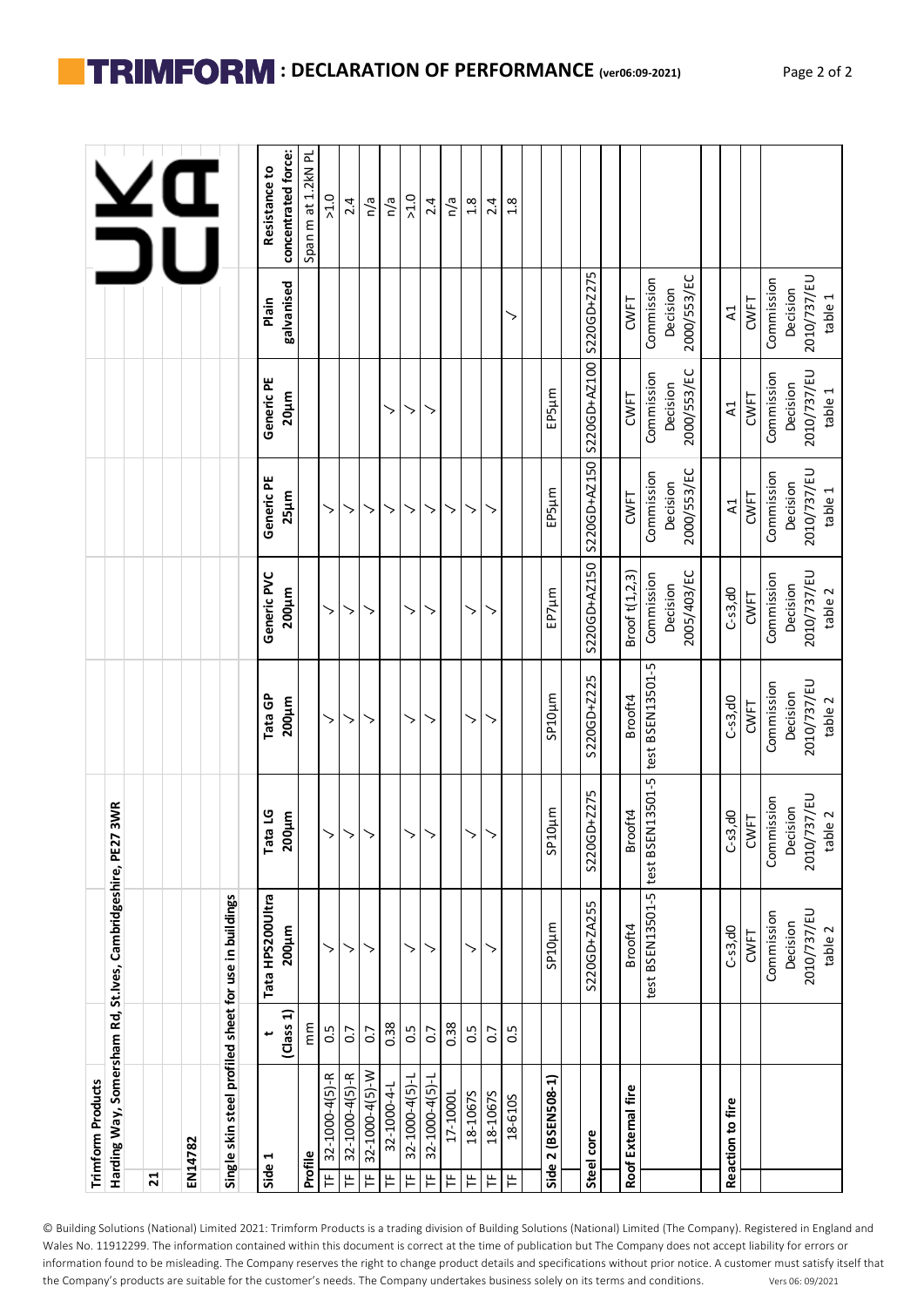Trimform Products

Harding Way, Somersham Rd, St.Ives, Cambridgeshire, PE27 3WR

21

EN14782

Single skin steel profiled sheet for use in buildings

| Side 1 | | t (Class 1) | Tata HPS200Ultra 200µm | Tata LG 200µm | Tata GP 200µm | Generic PVC 200µm | Generic PE 25µm | Generic PE 20µm | Plain galvanised | Resistance to concentrated force: |
|---|---|---|---|---|---|---|---|---|---|---|
| Profile | | mm | | | | | | | | Span m at 1.2kN PL |
| TF | 32-1000-4(5)-R | 0.5 | ✓ | ✓ | ✓ | ✓ | ✓ | | | >1.0 |
| TF | 32-1000-4(5)-R | 0.7 | ✓ | ✓ | ✓ | ✓ | ✓ | | | 2.4 |
| TF | 32-1000-4(5)-W | 0.7 | ✓ | ✓ | ✓ | ✓ | ✓ | | | n/a |
| TF | 32-1000-4-L | 0.38 | | | | | ✓ | ✓ | | n/a |
| TF | 32-1000-4(5)-L | 0.5 | ✓ | ✓ | ✓ | ✓ | ✓ | ✓ | | >1.0 |
| TF | 32-1000-4(5)-L | 0.7 | ✓ | ✓ | ✓ | ✓ | ✓ | ✓ | | 2.4 |
| TF | 17-1000L | 0.38 | | | | | ✓ | | | n/a |
| TF | 18-1067S | 0.5 | ✓ | ✓ | ✓ | ✓ | ✓ | | | 1.8 |
| TF | 18-1067S | 0.7 | ✓ | ✓ | ✓ | ✓ | ✓ | | | 2.4 |
| TF | 18-610S | 0.5 | | | | | | | ✓ | 1.8 |
| | | | | | | | | | | |
| Side 2 (BSEN508-1) | | | SP10µm | SP10µm | SP10µm | EP7µm | EP5µm | EP5µm | | |
| | | | | | | | | | | |
| Steel core | | | S220GD+ZA255 | S220GD+Z275 | S220GD+Z225 | S220GD+AZ150 | S220GD+AZ150 | S220GD+AZ100 | S220GD+Z275 | |
| | | | | | | | | | | |
| Roof External fire | | | Brooft4 | Brooft4 | Brooft4 | Broof t(1,2,3) | CWFT | CWFT | CWFT | |
| | | | test BSEN13501-5 | test BSEN13501-5 | test BSEN13501-5 | Commission Decision 2005/403/EC | Commission Decision 2000/553/EC | Commission Decision 2000/553/EC | Commission Decision 2000/553/EC | |
| | | | | | | | | | | |
| Reaction to fire | | | C-s3,d0 | C-s3,d0 | C-s3,d0 | C-s3,d0 | A1 | A1 | A1 | |
| | | | CWFT | CWFT | CWFT | CWFT | CWFT | CWFT | CWFT | |
| | | | Commission Decision 2010/737/EU table 2 | Commission Decision 2010/737/EU table 2 | Commission Decision 2010/737/EU table 2 | Commission Decision 2010/737/EU table 2 | Commission Decision 2010/737/EU table 1 | Commission Decision 2010/737/EU table 1 | Commission Decision 2010/737/EU table 1 | |

© Building Solutions (National) Limited 2021: Trimform Products is a trading division of Building Solutions (National) Limited (The Company). Registered in England and Wales No. 11912299. The information contained within this document is correct at the time of publication but The Company does not accept liability for errors or information found to be misleading. The Company reserves the right to change product details and specifications without prior notice. A customer must satisfy itself that the Company's products are suitable for the customer's needs. The Company undertakes business solely on its terms and conditions. Vers 06: 09/2021